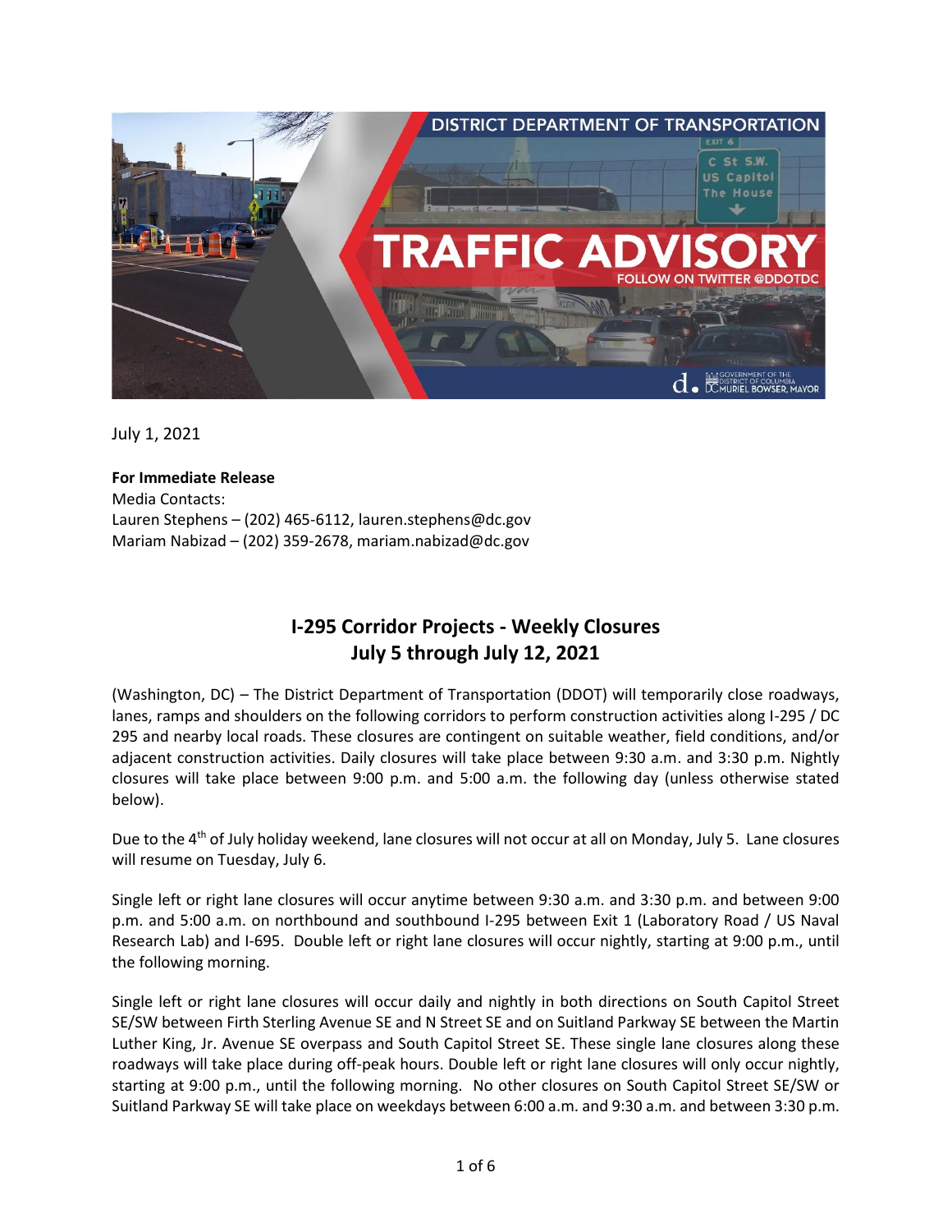July 1, 2021

**For Immediate Release**
Media Contacts:
Lauren Stephens – (202) 465-6112, lauren.stephens@dc.gov
Mariam Nabizad – (202) 359-2678, mariam.nabizad@dc.gov

## I-295 Corridor Projects - Weekly Closures
## July 5 through July 12, 2021

(Washington, DC) – The District Department of Transportation (DDOT) will temporarily close roadways, lanes, ramps and shoulders on the following corridors to perform construction activities along I-295 / DC 295 and nearby local roads. These closures are contingent on suitable weather, field conditions, and/or adjacent construction activities. Daily closures will take place between 9:30 a.m. and 3:30 p.m. Nightly closures will take place between 9:00 p.m. and 5:00 a.m. the following day (unless otherwise stated below).

Due to the 4th of July holiday weekend, lane closures will not occur at all on Monday, July 5. Lane closures will resume on Tuesday, July 6.

Single left or right lane closures will occur anytime between 9:30 a.m. and 3:30 p.m. and between 9:00 p.m. and 5:00 a.m. on northbound and southbound I-295 between Exit 1 (Laboratory Road / US Naval Research Lab) and I-695. Double left or right lane closures will occur nightly, starting at 9:00 p.m., until the following morning.

Single left or right lane closures will occur daily and nightly in both directions on South Capitol Street SE/SW between Firth Sterling Avenue SE and N Street SE and on Suitland Parkway SE between the Martin Luther King, Jr. Avenue SE overpass and South Capitol Street SE. These single lane closures along these roadways will take place during off-peak hours. Double left or right lane closures will only occur nightly, starting at 9:00 p.m., until the following morning. No other closures on South Capitol Street SE/SW or Suitland Parkway SE will take place on weekdays between 6:00 a.m. and 9:30 a.m. and between 3:30 p.m.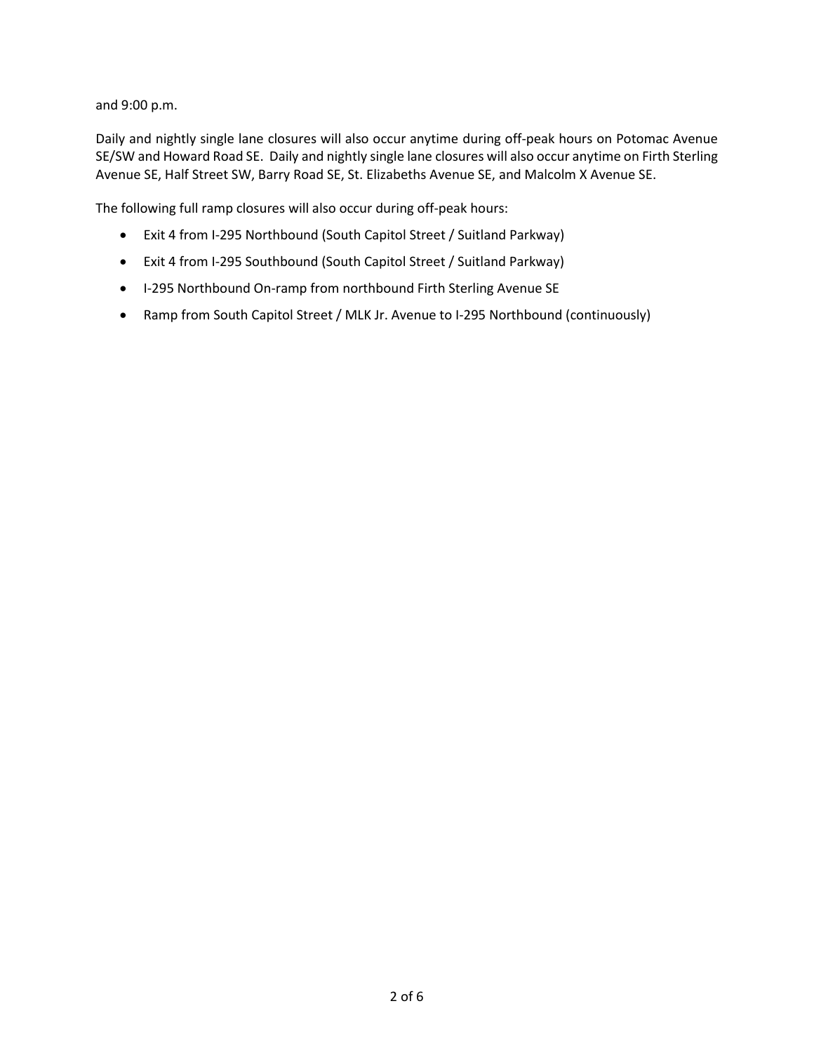and 9:00 p.m.

Daily and nightly single lane closures will also occur anytime during off-peak hours on Potomac Avenue SE/SW and Howard Road SE. Daily and nightly single lane closures will also occur anytime on Firth Sterling Avenue SE, Half Street SW, Barry Road SE, St. Elizabeths Avenue SE, and Malcolm X Avenue SE.

The following full ramp closures will also occur during off-peak hours:

- Exit 4 from I-295 Northbound (South Capitol Street / Suitland Parkway)
- Exit 4 from I-295 Southbound (South Capitol Street / Suitland Parkway)
- I-295 Northbound On-ramp from northbound Firth Sterling Avenue SE
- Ramp from South Capitol Street / MLK Jr. Avenue to I-295 Northbound (continuously)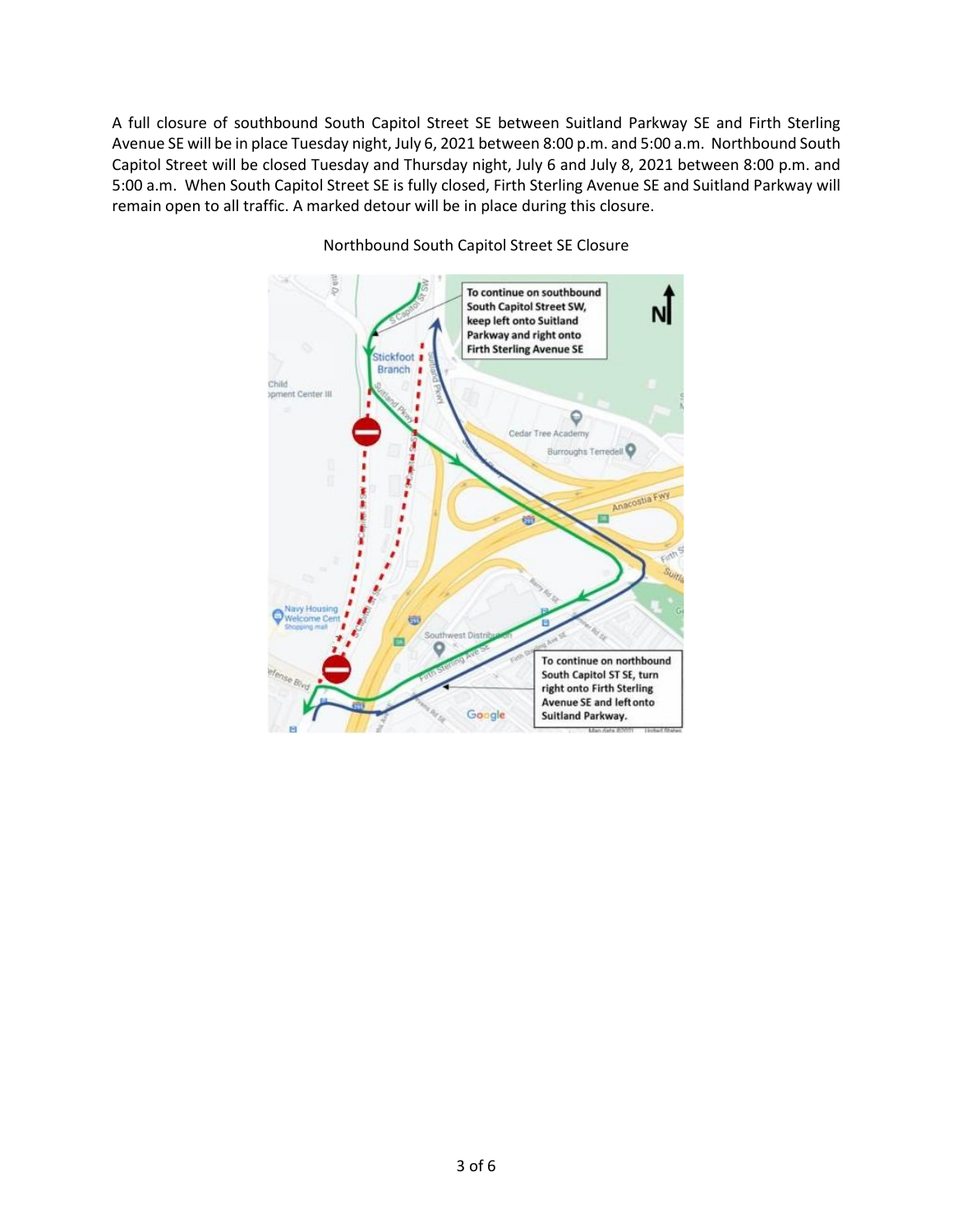A full closure of southbound South Capitol Street SE between Suitland Parkway SE and Firth Sterling Avenue SE will be in place Tuesday night, July 6, 2021 between 8:00 p.m. and 5:00 a.m. Northbound South Capitol Street will be closed Tuesday and Thursday night, July 6 and July 8, 2021 between 8:00 p.m. and 5:00 a.m. When South Capitol Street SE is fully closed, Firth Sterling Avenue SE and Suitland Parkway will remain open to all traffic. A marked detour will be in place during this closure.

Northbound South Capitol Street SE Closure

To continue on southbound South Capitol Street SW, keep left onto Suitland Parkway and right onto Firth Sterling Avenue SE

To continue on northbound South Capitol ST SE, turn right onto Firth Sterling Avenue SE and left onto Suitland Parkway.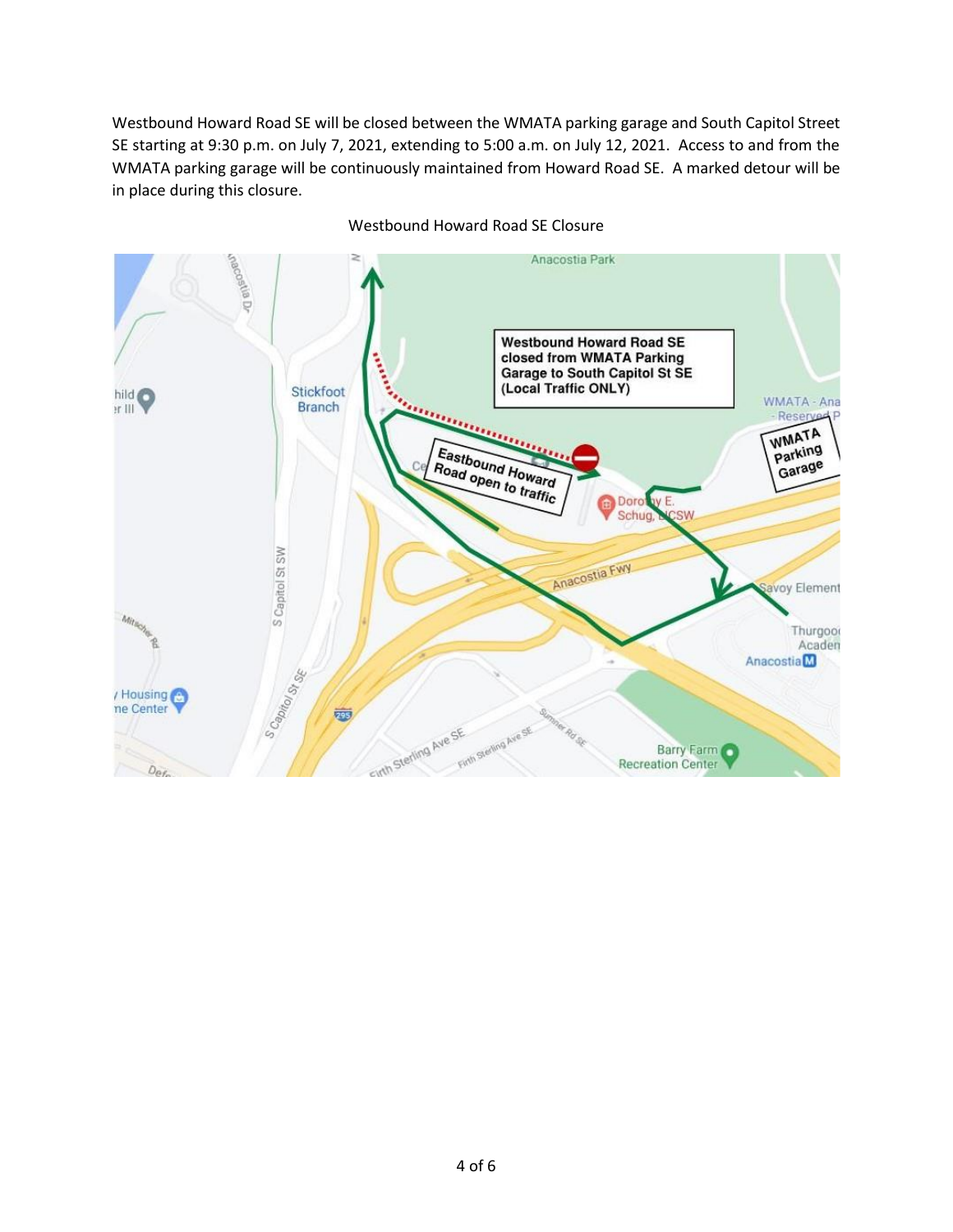Westbound Howard Road SE will be closed between the WMATA parking garage and South Capitol Street SE starting at 9:30 p.m. on July 7, 2021, extending to 5:00 a.m. on July 12, 2021. Access to and from the WMATA parking garage will be continuously maintained from Howard Road SE. A marked detour will be in place during this closure.

Westbound Howard Road SE Closure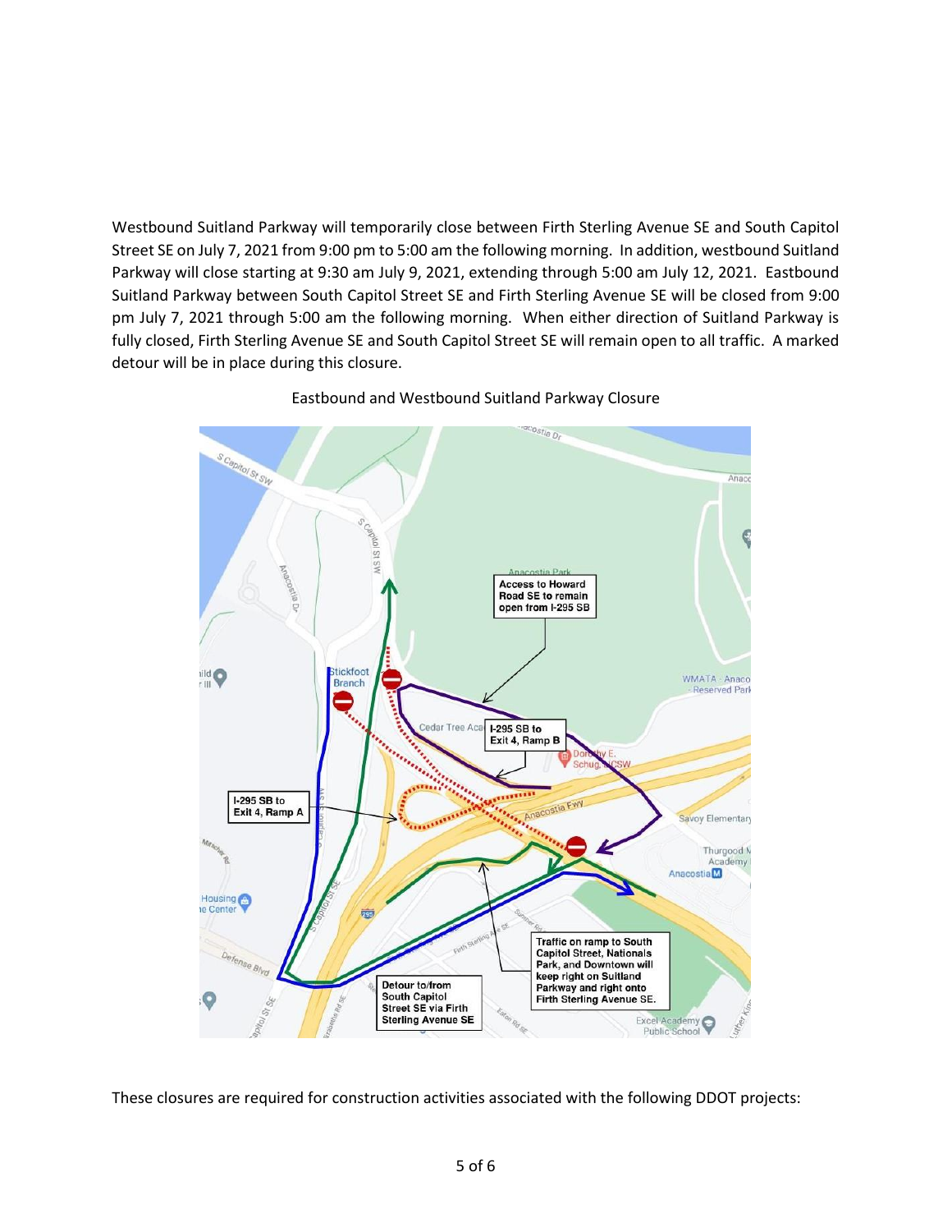Westbound Suitland Parkway will temporarily close between Firth Sterling Avenue SE and South Capitol Street SE on July 7, 2021 from 9:00 pm to 5:00 am the following morning. In addition, westbound Suitland Parkway will close starting at 9:30 am July 9, 2021, extending through 5:00 am July 12, 2021. Eastbound Suitland Parkway between South Capitol Street SE and Firth Sterling Avenue SE will be closed from 9:00 pm July 7, 2021 through 5:00 am the following morning. When either direction of Suitland Parkway is fully closed, Firth Sterling Avenue SE and South Capitol Street SE will remain open to all traffic. A marked detour will be in place during this closure.

Eastbound and Westbound Suitland Parkway Closure

These closures are required for construction activities associated with the following DDOT projects: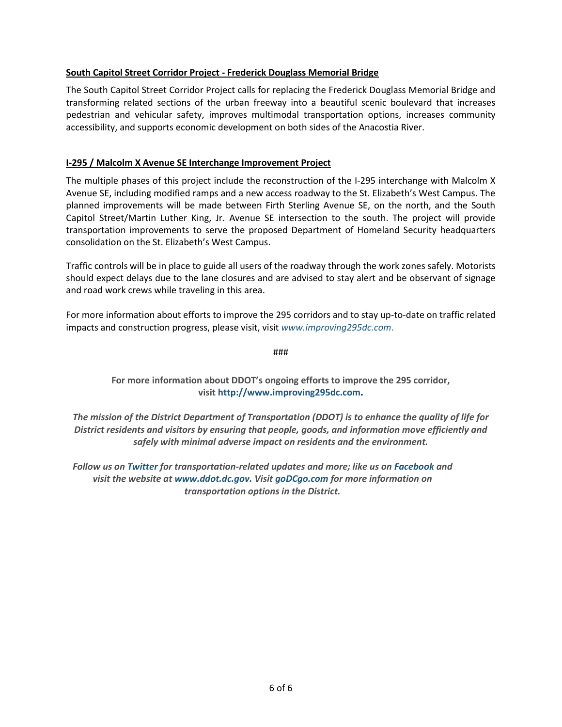**South Capitol Street Corridor Project - Frederick Douglass Memorial Bridge**

The South Capitol Street Corridor Project calls for replacing the Frederick Douglass Memorial Bridge and transforming related sections of the urban freeway into a beautiful scenic boulevard that increases pedestrian and vehicular safety, improves multimodal transportation options, increases community accessibility, and supports economic development on both sides of the Anacostia River.

**I-295 / Malcolm X Avenue SE Interchange Improvement Project**

The multiple phases of this project include the reconstruction of the I-295 interchange with Malcolm X Avenue SE, including modified ramps and a new access roadway to the St. Elizabeth's West Campus. The planned improvements will be made between Firth Sterling Avenue SE, on the north, and the South Capitol Street/Martin Luther King, Jr. Avenue SE intersection to the south. The project will provide transportation improvements to serve the proposed Department of Homeland Security headquarters consolidation on the St. Elizabeth's West Campus.

Traffic controls will be in place to guide all users of the roadway through the work zones safely. Motorists should expect delays due to the lane closures and are advised to stay alert and be observant of signage and road work crews while traveling in this area.

For more information about efforts to improve the 295 corridors and to stay up-to-date on traffic related impacts and construction progress, please visit, visit *www.improving295dc.com*.

###

**For more information about DDOT's ongoing efforts to improve the 295 corridor, visit http://www.improving295dc.com.**

***The mission of the District Department of Transportation (DDOT) is to enhance the quality of life for District residents and visitors by ensuring that people, goods, and information move efficiently and safely with minimal adverse impact on residents and the environment.***

***Follow us on Twitter for transportation-related updates and more; like us on Facebook and visit the website at www.ddot.dc.gov. Visit goDCgo.com for more information on transportation options in the District.***